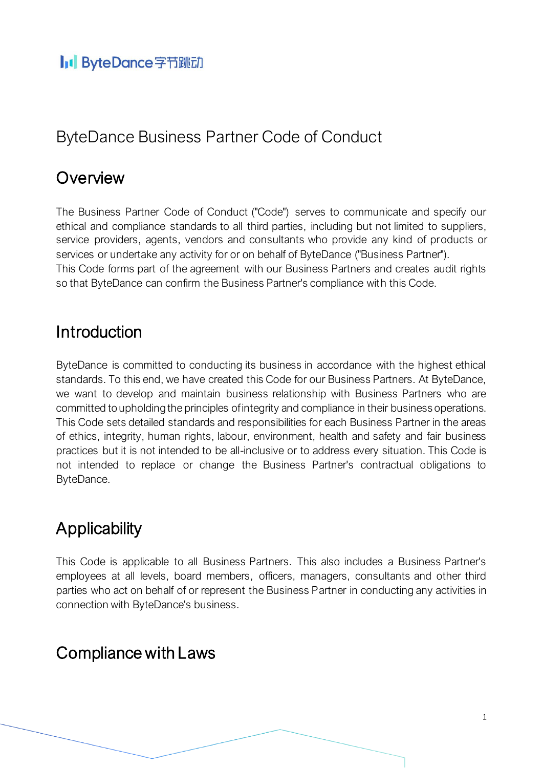# ByteDance Business Partner Code of Conduct

## Overview

The Business Partner Code of Conduct ("Code") serves to communicate and specify our ethical and compliance standards to all third parties, including but not limited to suppliers, service providers, agents, vendors and consultants who provide any kind of products or services or undertake any activity for or on behalf of ByteDance ("Business Partner").
This Code forms part of the agreement with our Business Partners and creates audit rights so that ByteDance can confirm the Business Partner's compliance with this Code.

## Introduction

ByteDance is committed to conducting its business in accordance with the highest ethical standards. To this end, we have created this Code for our Business Partners. At ByteDance, we want to develop and maintain business relationship with Business Partners who are committed to upholding the principles of integrity and compliance in their business operations. This Code sets detailed standards and responsibilities for each Business Partner in the areas of ethics, integrity, human rights, labour, environment, health and safety and fair business practices but it is not intended to be all-inclusive or to address every situation. This Code is not intended to replace or change the Business Partner's contractual obligations to ByteDance.

## Applicability

This Code is applicable to all Business Partners. This also includes a Business Partner's employees at all levels, board members, officers, managers, consultants and other third parties who act on behalf of or represent the Business Partner in conducting any activities in connection with ByteDance's business.

## Compliance with Laws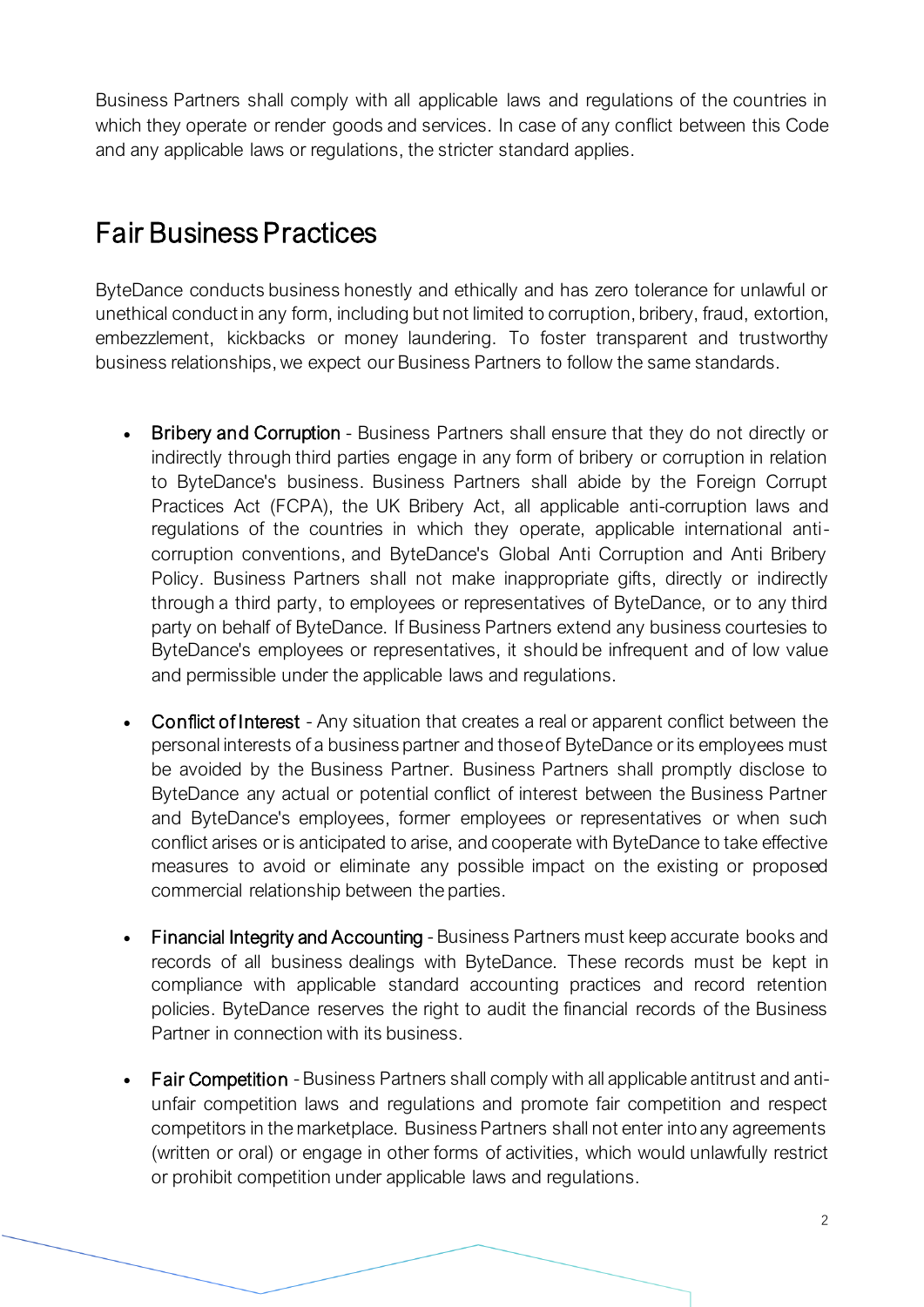Business Partners shall comply with all applicable laws and regulations of the countries in which they operate or render goods and services. In case of any conflict between this Code and any applicable laws or regulations, the stricter standard applies.

## Fair Business Practices

ByteDance conducts business honestly and ethically and has zero tolerance for unlawful or unethical conduct in any form, including but not limited to corruption, bribery, fraud, extortion, embezzlement, kickbacks or money laundering. To foster transparent and trustworthy business relationships, we expect our Business Partners to follow the same standards.

- Bribery and Corruption - Business Partners shall ensure that they do not directly or indirectly through third parties engage in any form of bribery or corruption in relation to ByteDance's business. Business Partners shall abide by the Foreign Corrupt Practices Act (FCPA), the UK Bribery Act, all applicable anti-corruption laws and regulations of the countries in which they operate, applicable international anti-corruption conventions, and ByteDance's Global Anti Corruption and Anti Bribery Policy. Business Partners shall not make inappropriate gifts, directly or indirectly through a third party, to employees or representatives of ByteDance, or to any third party on behalf of ByteDance. If Business Partners extend any business courtesies to ByteDance's employees or representatives, it should be infrequent and of low value and permissible under the applicable laws and regulations.

- Conflict of Interest - Any situation that creates a real or apparent conflict between the personal interests of a business partner and those of ByteDance or its employees must be avoided by the Business Partner. Business Partners shall promptly disclose to ByteDance any actual or potential conflict of interest between the Business Partner and ByteDance's employees, former employees or representatives or when such conflict arises or is anticipated to arise, and cooperate with ByteDance to take effective measures to avoid or eliminate any possible impact on the existing or proposed commercial relationship between the parties.

- Financial Integrity and Accounting - Business Partners must keep accurate books and records of all business dealings with ByteDance. These records must be kept in compliance with applicable standard accounting practices and record retention policies. ByteDance reserves the right to audit the financial records of the Business Partner in connection with its business.

- Fair Competition - Business Partners shall comply with all applicable antitrust and anti-unfair competition laws and regulations and promote fair competition and respect competitors in the marketplace. Business Partners shall not enter into any agreements (written or oral) or engage in other forms of activities, which would unlawfully restrict or prohibit competition under applicable laws and regulations.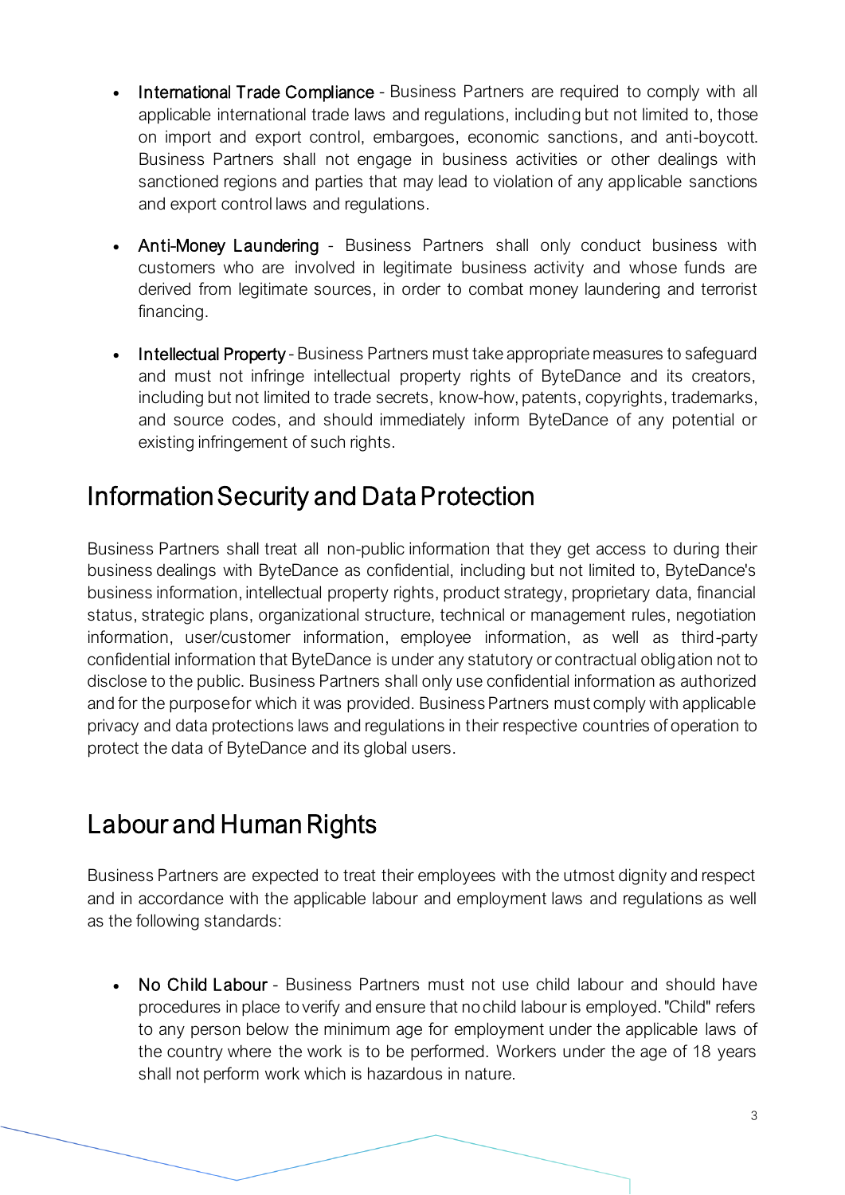- International Trade Compliance - Business Partners are required to comply with all applicable international trade laws and regulations, including but not limited to, those on import and export control, embargoes, economic sanctions, and anti-boycott. Business Partners shall not engage in business activities or other dealings with sanctioned regions and parties that may lead to violation of any applicable sanctions and export control laws and regulations.

- Anti-Money Laundering - Business Partners shall only conduct business with customers who are involved in legitimate business activity and whose funds are derived from legitimate sources, in order to combat money laundering and terrorist financing.

- Intellectual Property - Business Partners must take appropriate measures to safeguard and must not infringe intellectual property rights of ByteDance and its creators, including but not limited to trade secrets, know-how, patents, copyrights, trademarks, and source codes, and should immediately inform ByteDance of any potential or existing infringement of such rights.

## Information Security and Data Protection

Business Partners shall treat all non-public information that they get access to during their business dealings with ByteDance as confidential, including but not limited to, ByteDance's business information, intellectual property rights, product strategy, proprietary data, financial status, strategic plans, organizational structure, technical or management rules, negotiation information, user/customer information, employee information, as well as third-party confidential information that ByteDance is under any statutory or contractual obligation not to disclose to the public. Business Partners shall only use confidential information as authorized and for the purpose for which it was provided. Business Partners must comply with applicable privacy and data protections laws and regulations in their respective countries of operation to protect the data of ByteDance and its global users.

## Labour and Human Rights

Business Partners are expected to treat their employees with the utmost dignity and respect and in accordance with the applicable labour and employment laws and regulations as well as the following standards:

- No Child Labour - Business Partners must not use child labour and should have procedures in place to verify and ensure that no child labour is employed. "Child" refers to any person below the minimum age for employment under the applicable laws of the country where the work is to be performed. Workers under the age of 18 years shall not perform work which is hazardous in nature.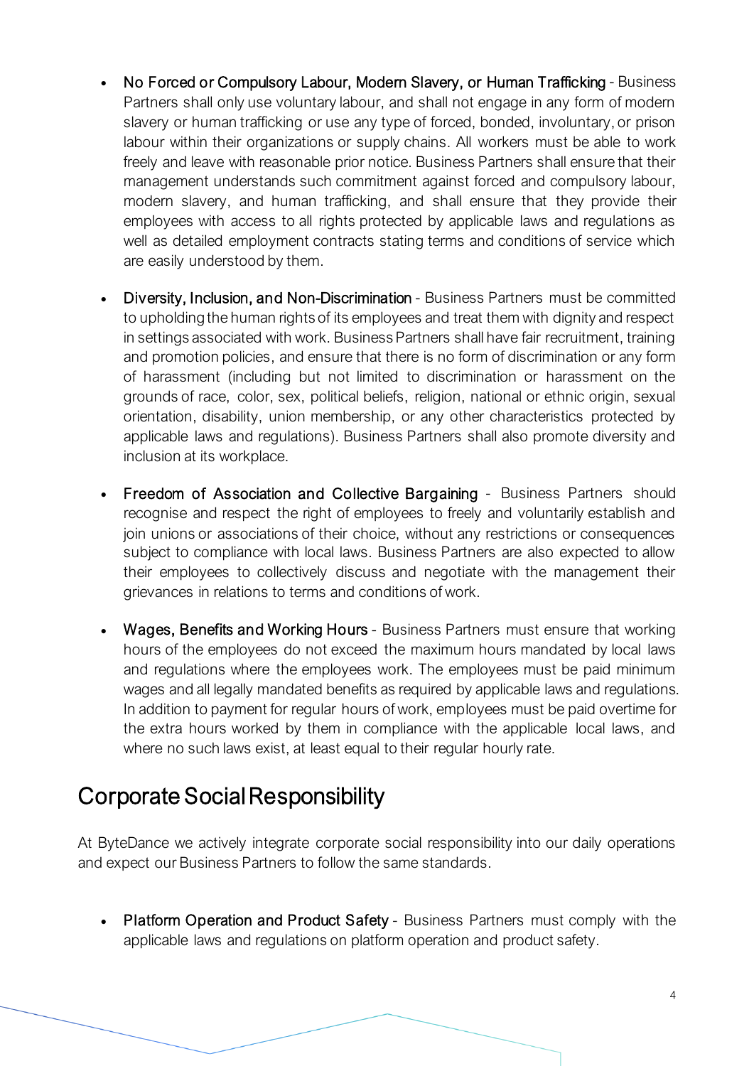- No Forced or Compulsory Labour, Modern Slavery, or Human Trafficking - Business Partners shall only use voluntary labour, and shall not engage in any form of modern slavery or human trafficking or use any type of forced, bonded, involuntary, or prison labour within their organizations or supply chains. All workers must be able to work freely and leave with reasonable prior notice. Business Partners shall ensure that their management understands such commitment against forced and compulsory labour, modern slavery, and human trafficking, and shall ensure that they provide their employees with access to all rights protected by applicable laws and regulations as well as detailed employment contracts stating terms and conditions of service which are easily understood by them.

- Diversity, Inclusion, and Non-Discrimination - Business Partners must be committed to upholding the human rights of its employees and treat them with dignity and respect in settings associated with work. Business Partners shall have fair recruitment, training and promotion policies, and ensure that there is no form of discrimination or any form of harassment (including but not limited to discrimination or harassment on the grounds of race, color, sex, political beliefs, religion, national or ethnic origin, sexual orientation, disability, union membership, or any other characteristics protected by applicable laws and regulations). Business Partners shall also promote diversity and inclusion at its workplace.

- Freedom of Association and Collective Bargaining - Business Partners should recognise and respect the right of employees to freely and voluntarily establish and join unions or associations of their choice, without any restrictions or consequences subject to compliance with local laws. Business Partners are also expected to allow their employees to collectively discuss and negotiate with the management their grievances in relations to terms and conditions of work.

- Wages, Benefits and Working Hours - Business Partners must ensure that working hours of the employees do not exceed the maximum hours mandated by local laws and regulations where the employees work. The employees must be paid minimum wages and all legally mandated benefits as required by applicable laws and regulations. In addition to payment for regular hours of work, employees must be paid overtime for the extra hours worked by them in compliance with the applicable local laws, and where no such laws exist, at least equal to their regular hourly rate.

## Corporate Social Responsibility

At ByteDance we actively integrate corporate social responsibility into our daily operations and expect our Business Partners to follow the same standards.

- Platform Operation and Product Safety - Business Partners must comply with the applicable laws and regulations on platform operation and product safety.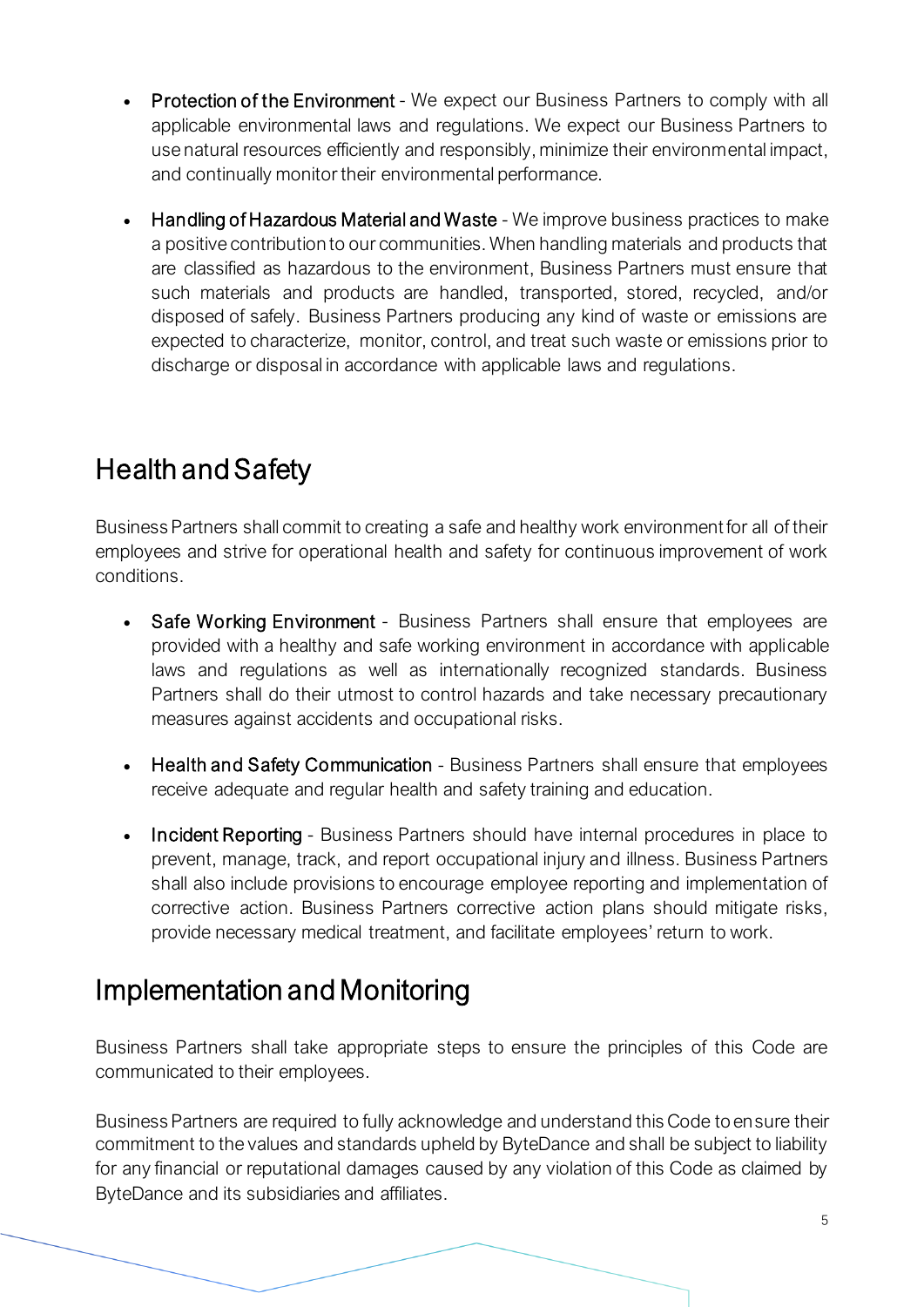- Protection of the Environment - We expect our Business Partners to comply with all applicable environmental laws and regulations. We expect our Business Partners to use natural resources efficiently and responsibly, minimize their environmental impact, and continually monitor their environmental performance.

- Handling of Hazardous Material and Waste - We improve business practices to make a positive contribution to our communities. When handling materials and products that are classified as hazardous to the environment, Business Partners must ensure that such materials and products are handled, transported, stored, recycled, and/or disposed of safely. Business Partners producing any kind of waste or emissions are expected to characterize, monitor, control, and treat such waste or emissions prior to discharge or disposal in accordance with applicable laws and regulations.

## Health and Safety

Business Partners shall commit to creating a safe and healthy work environment for all of their employees and strive for operational health and safety for continuous improvement of work conditions.

- Safe Working Environment - Business Partners shall ensure that employees are provided with a healthy and safe working environment in accordance with applicable laws and regulations as well as internationally recognized standards. Business Partners shall do their utmost to control hazards and take necessary precautionary measures against accidents and occupational risks.

- Health and Safety Communication - Business Partners shall ensure that employees receive adequate and regular health and safety training and education.

- Incident Reporting - Business Partners should have internal procedures in place to prevent, manage, track, and report occupational injury and illness. Business Partners shall also include provisions to encourage employee reporting and implementation of corrective action. Business Partners corrective action plans should mitigate risks, provide necessary medical treatment, and facilitate employees' return to work.

## Implementation and Monitoring

Business Partners shall take appropriate steps to ensure the principles of this Code are communicated to their employees.

Business Partners are required to fully acknowledge and understand this Code to ensure their commitment to the values and standards upheld by ByteDance and shall be subject to liability for any financial or reputational damages caused by any violation of this Code as claimed by ByteDance and its subsidiaries and affiliates.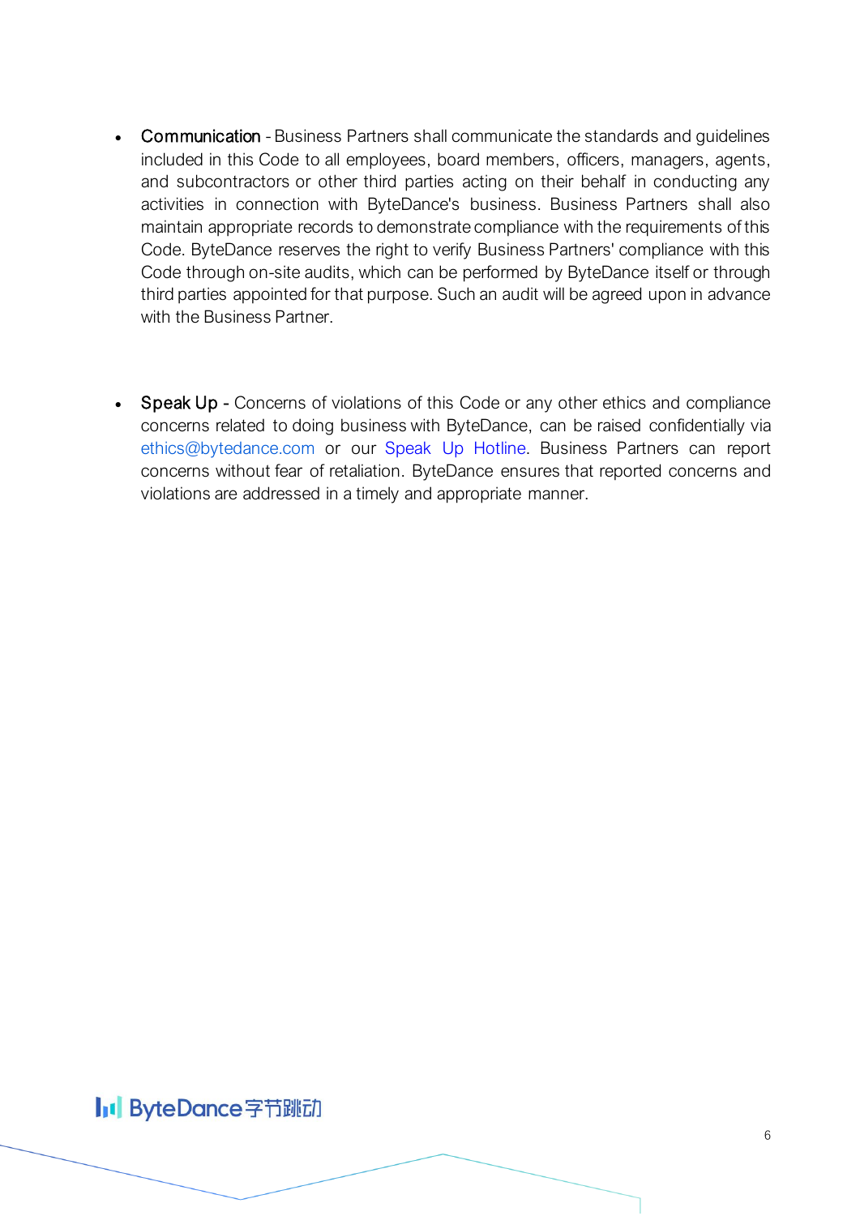- Communication - Business Partners shall communicate the standards and guidelines included in this Code to all employees, board members, officers, managers, agents, and subcontractors or other third parties acting on their behalf in conducting any activities in connection with ByteDance's business. Business Partners shall also maintain appropriate records to demonstrate compliance with the requirements of this Code. ByteDance reserves the right to verify Business Partners' compliance with this Code through on-site audits, which can be performed by ByteDance itself or through third parties appointed for that purpose. Such an audit will be agreed upon in advance with the Business Partner.

- Speak Up - Concerns of violations of this Code or any other ethics and compliance concerns related to doing business with ByteDance, can be raised confidentially via ethics@bytedance.com or our Speak Up Hotline. Business Partners can report concerns without fear of retaliation. ByteDance ensures that reported concerns and violations are addressed in a timely and appropriate manner.